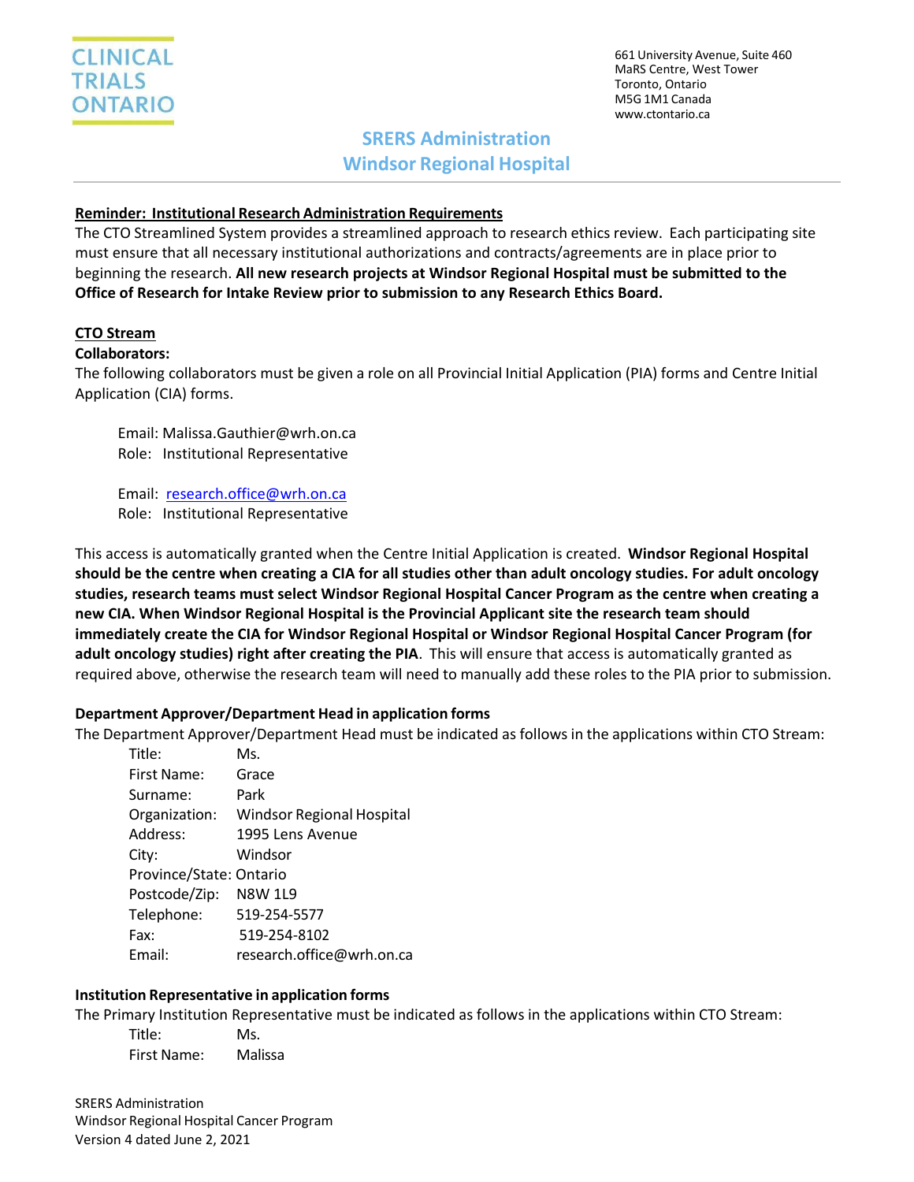CLINICAL TRIALS ONTARIO

661 University Avenue, Suite 460
MaRS Centre, West Tower
Toronto, Ontario
M5G 1M1 Canada
www.ctontario.ca

# SRERS Administration
# Windsor Regional Hospital

**Reminder: Institutional Research Administration Requirements**

The CTO Streamlined System provides a streamlined approach to research ethics review. Each participating site must ensure that all necessary institutional authorizations and contracts/agreements are in place prior to beginning the research. **All new research projects at Windsor Regional Hospital must be submitted to the Office of Research for Intake Review prior to submission to any Research Ethics Board.**

## CTO Stream

**Collaborators:**

The following collaborators must be given a role on all Provincial Initial Application (PIA) forms and Centre Initial Application (CIA) forms.

Email: Malissa.Gauthier@wrh.on.ca
Role: Institutional Representative

Email: research.office@wrh.on.ca
Role: Institutional Representative

This access is automatically granted when the Centre Initial Application is created. **Windsor Regional Hospital should be the centre when creating a CIA for all studies other than adult oncology studies. For adult oncology studies, research teams must select Windsor Regional Hospital Cancer Program as the centre when creating a new CIA. When Windsor Regional Hospital is the Provincial Applicant site the research team should immediately create the CIA for Windsor Regional Hospital or Windsor Regional Hospital Cancer Program (for adult oncology studies) right after creating the PIA**. This will ensure that access is automatically granted as required above, otherwise the research team will need to manually add these roles to the PIA prior to submission.

**Department Approver/Department Head in application forms**

The Department Approver/Department Head must be indicated as follows in the applications within CTO Stream:

Title: Ms.
First Name: Grace
Surname: Park
Organization: Windsor Regional Hospital
Address: 1995 Lens Avenue
City: Windsor
Province/State: Ontario
Postcode/Zip: N8W 1L9
Telephone: 519-254-5577
Fax: 519-254-8102
Email: research.office@wrh.on.ca

**Institution Representative in application forms**

The Primary Institution Representative must be indicated as follows in the applications within CTO Stream:

Title: Ms.
First Name: Malissa

SRERS Administration
Windsor Regional Hospital Cancer Program
Version 4 dated June 2, 2021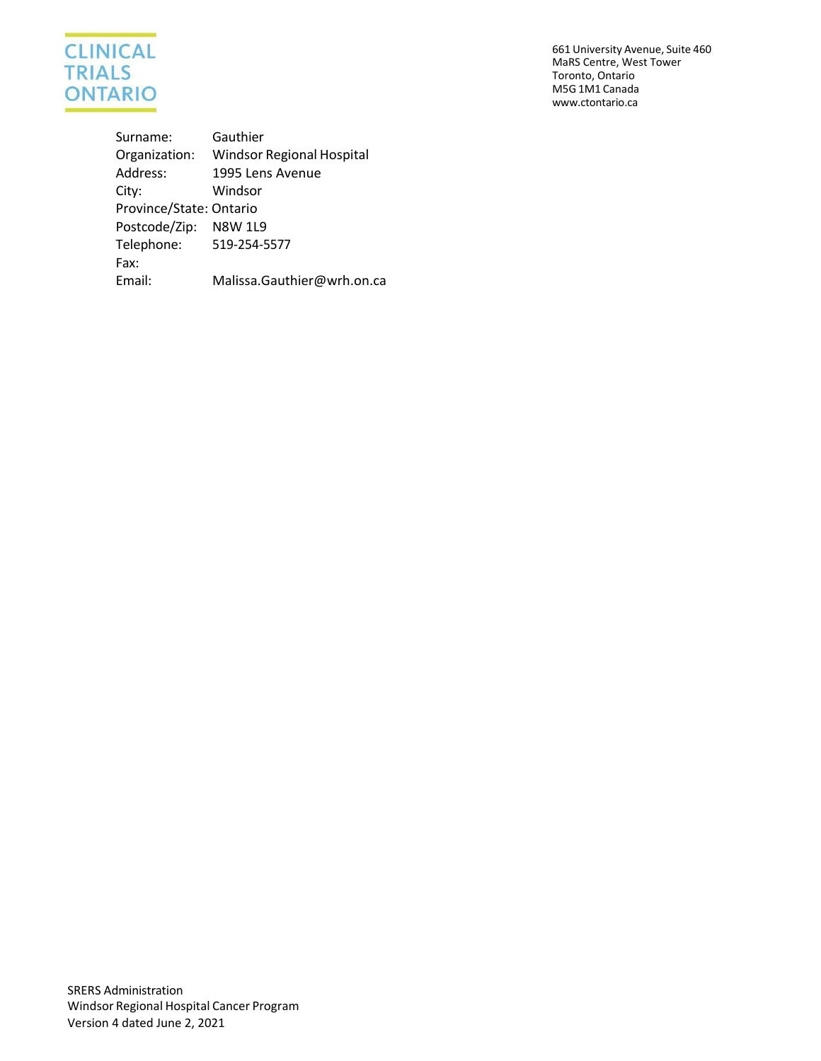CLINICAL TRIALS ONTARIO

661 University Avenue, Suite 460
MaRS Centre, West Tower
Toronto, Ontario
M5G 1M1 Canada
www.ctontario.ca

| | |
|---|---|
| Surname: | Gauthier |
| Organization: | Windsor Regional Hospital |
| Address: | 1995 Lens Avenue |
| City: | Windsor |
| Province/State: | Ontario |
| Postcode/Zip: | N8W 1L9 |
| Telephone: | 519-254-5577 |
| Fax: | |
| Email: | Malissa.Gauthier@wrh.on.ca |

SRERS Administration
Windsor Regional Hospital Cancer Program
Version 4 dated June 2, 2021